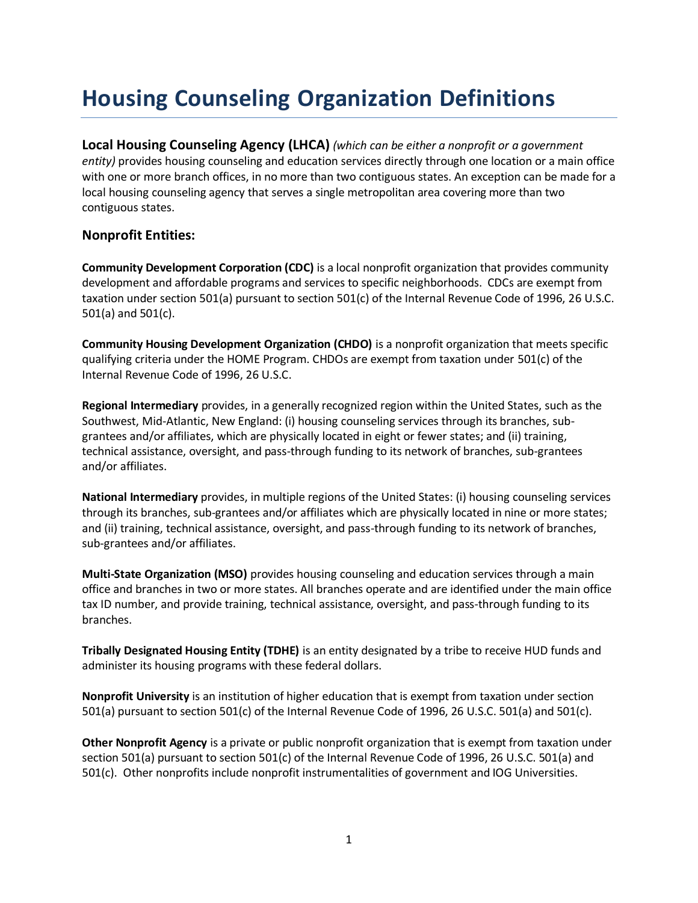# Housing Counseling Organization Definitions

**Local Housing Counseling Agency (LHCA)** *(which can be either a nonprofit or a government entity)* provides housing counseling and education services directly through one location or a main office with one or more branch offices, in no more than two contiguous states. An exception can be made for a local housing counseling agency that serves a single metropolitan area covering more than two contiguous states.

## Nonprofit Entities:

**Community Development Corporation (CDC)** is a local nonprofit organization that provides community development and affordable programs and services to specific neighborhoods. CDCs are exempt from taxation under section 501(a) pursuant to section 501(c) of the Internal Revenue Code of 1996, 26 U.S.C. 501(a) and 501(c).

**Community Housing Development Organization (CHDO)** is a nonprofit organization that meets specific qualifying criteria under the HOME Program. CHDOs are exempt from taxation under 501(c) of the Internal Revenue Code of 1996, 26 U.S.C.

**Regional Intermediary** provides, in a generally recognized region within the United States, such as the Southwest, Mid-Atlantic, New England: (i) housing counseling services through its branches, sub-grantees and/or affiliates, which are physically located in eight or fewer states; and (ii) training, technical assistance, oversight, and pass-through funding to its network of branches, sub-grantees and/or affiliates.

**National Intermediary** provides, in multiple regions of the United States: (i) housing counseling services through its branches, sub-grantees and/or affiliates which are physically located in nine or more states; and (ii) training, technical assistance, oversight, and pass-through funding to its network of branches, sub-grantees and/or affiliates.

**Multi-State Organization (MSO)** provides housing counseling and education services through a main office and branches in two or more states. All branches operate and are identified under the main office tax ID number, and provide training, technical assistance, oversight, and pass-through funding to its branches.

**Tribally Designated Housing Entity (TDHE)** is an entity designated by a tribe to receive HUD funds and administer its housing programs with these federal dollars.

**Nonprofit University** is an institution of higher education that is exempt from taxation under section 501(a) pursuant to section 501(c) of the Internal Revenue Code of 1996, 26 U.S.C. 501(a) and 501(c).

**Other Nonprofit Agency** is a private or public nonprofit organization that is exempt from taxation under section 501(a) pursuant to section 501(c) of the Internal Revenue Code of 1996, 26 U.S.C. 501(a) and 501(c). Other nonprofits include nonprofit instrumentalities of government and IOG Universities.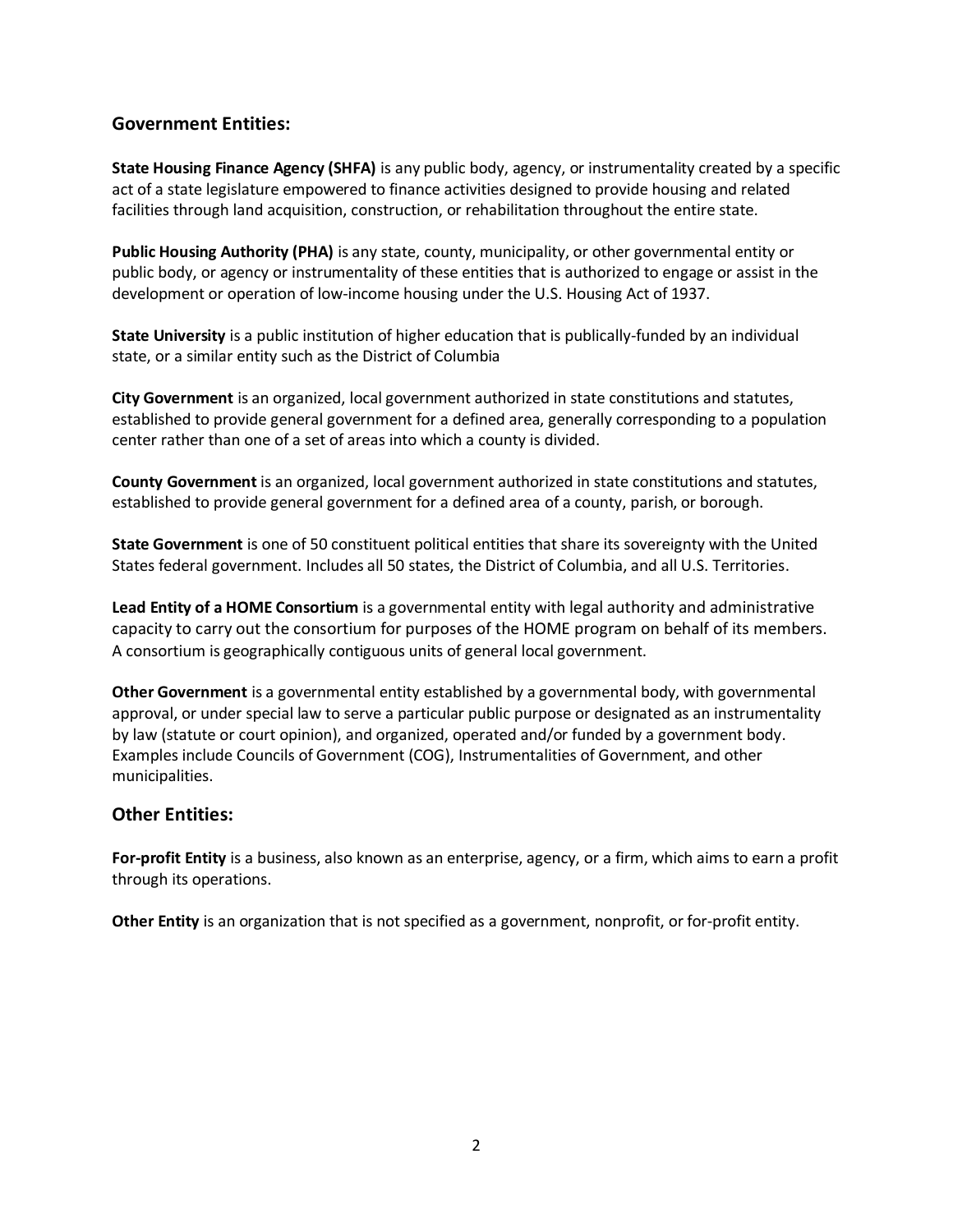## Government Entities:

**State Housing Finance Agency (SHFA)** is any public body, agency, or instrumentality created by a specific act of a state legislature empowered to finance activities designed to provide housing and related facilities through land acquisition, construction, or rehabilitation throughout the entire state.

**Public Housing Authority (PHA)** is any state, county, municipality, or other governmental entity or public body, or agency or instrumentality of these entities that is authorized to engage or assist in the development or operation of low-income housing under the U.S. Housing Act of 1937.

**State University** is a public institution of higher education that is publically-funded by an individual state, or a similar entity such as the District of Columbia

**City Government** is an organized, local government authorized in state constitutions and statutes, established to provide general government for a defined area, generally corresponding to a population center rather than one of a set of areas into which a county is divided.

**County Government** is an organized, local government authorized in state constitutions and statutes, established to provide general government for a defined area of a county, parish, or borough.

**State Government** is one of 50 constituent political entities that share its sovereignty with the United States federal government. Includes all 50 states, the District of Columbia, and all U.S. Territories.

**Lead Entity of a HOME Consortium** is a governmental entity with legal authority and administrative capacity to carry out the consortium for purposes of the HOME program on behalf of its members. A consortium is geographically contiguous units of general local government.

**Other Government** is a governmental entity established by a governmental body, with governmental approval, or under special law to serve a particular public purpose or designated as an instrumentality by law (statute or court opinion), and organized, operated and/or funded by a government body. Examples include Councils of Government (COG), Instrumentalities of Government, and other municipalities.

## Other Entities:

**For-profit Entity** is a business, also known as an enterprise, agency, or a firm, which aims to earn a profit through its operations.

**Other Entity** is an organization that is not specified as a government, nonprofit, or for-profit entity.